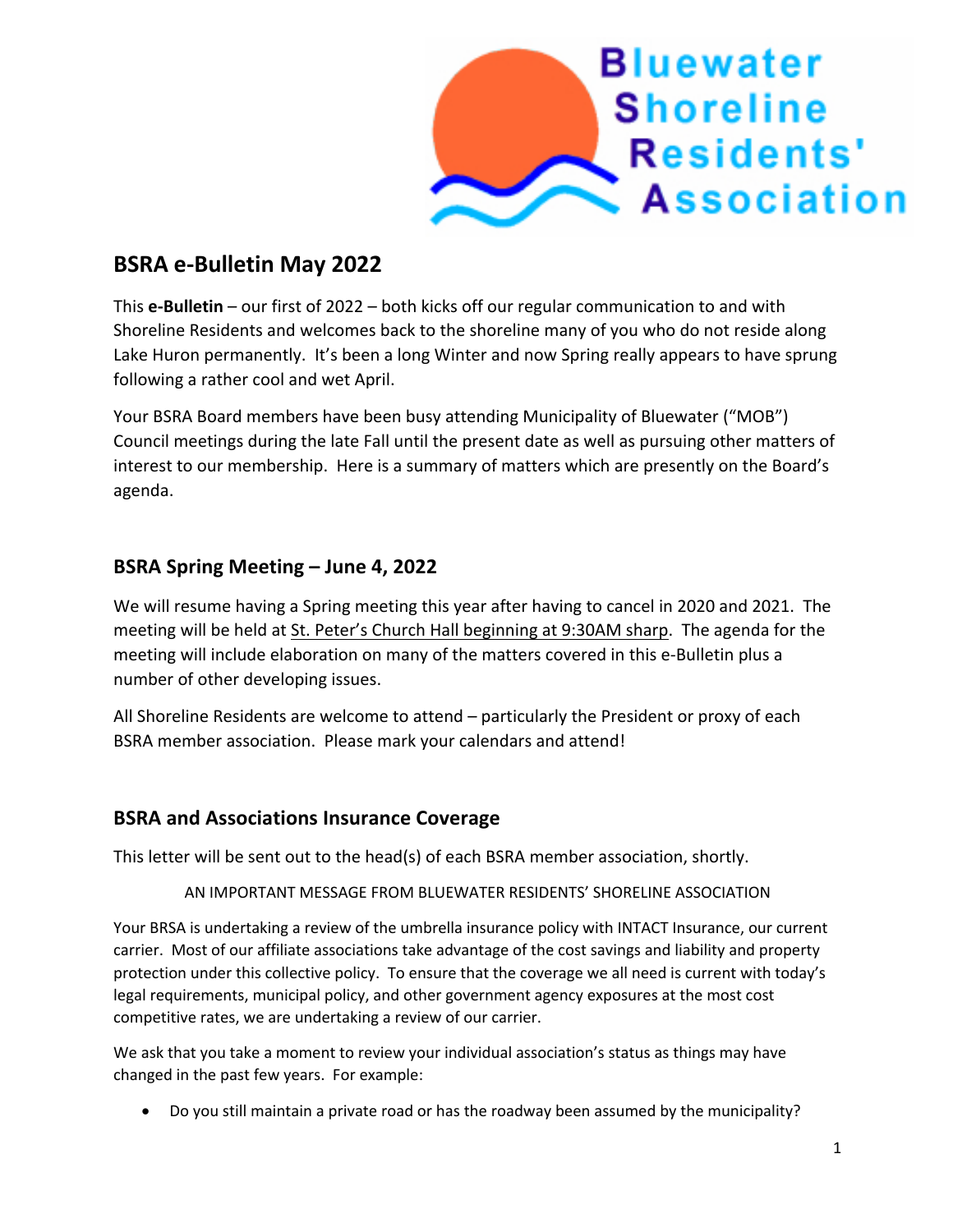# BSRA e-Bulletin May 2022

This **e-Bulletin** – our first of 2022 – both kicks off our regular communication to and with Shoreline Residents and welcomes back to the shoreline many of you who do not reside along Lake Huron permanently. It's been a long Winter and now Spring really appears to have sprung following a rather cool and wet April.

Your BSRA Board members have been busy attending Municipality of Bluewater ("MOB") Council meetings during the late Fall until the present date as well as pursuing other matters of interest to our membership. Here is a summary of matters which are presently on the Board's agenda.

## BSRA Spring Meeting – June 4, 2022

We will resume having a Spring meeting this year after having to cancel in 2020 and 2021. The meeting will be held at St. Peter's Church Hall beginning at 9:30AM sharp. The agenda for the meeting will include elaboration on many of the matters covered in this e-Bulletin plus a number of other developing issues.

All Shoreline Residents are welcome to attend – particularly the President or proxy of each BSRA member association. Please mark your calendars and attend!

## BSRA and Associations Insurance Coverage

This letter will be sent out to the head(s) of each BSRA member association, shortly.

AN IMPORTANT MESSAGE FROM BLUEWATER RESIDENTS' SHORELINE ASSOCIATION

Your BRSA is undertaking a review of the umbrella insurance policy with INTACT Insurance, our current carrier. Most of our affiliate associations take advantage of the cost savings and liability and property protection under this collective policy. To ensure that the coverage we all need is current with today's legal requirements, municipal policy, and other government agency exposures at the most cost competitive rates, we are undertaking a review of our carrier.

We ask that you take a moment to review your individual association's status as things may have changed in the past few years. For example:

- Do you still maintain a private road or has the roadway been assumed by the municipality?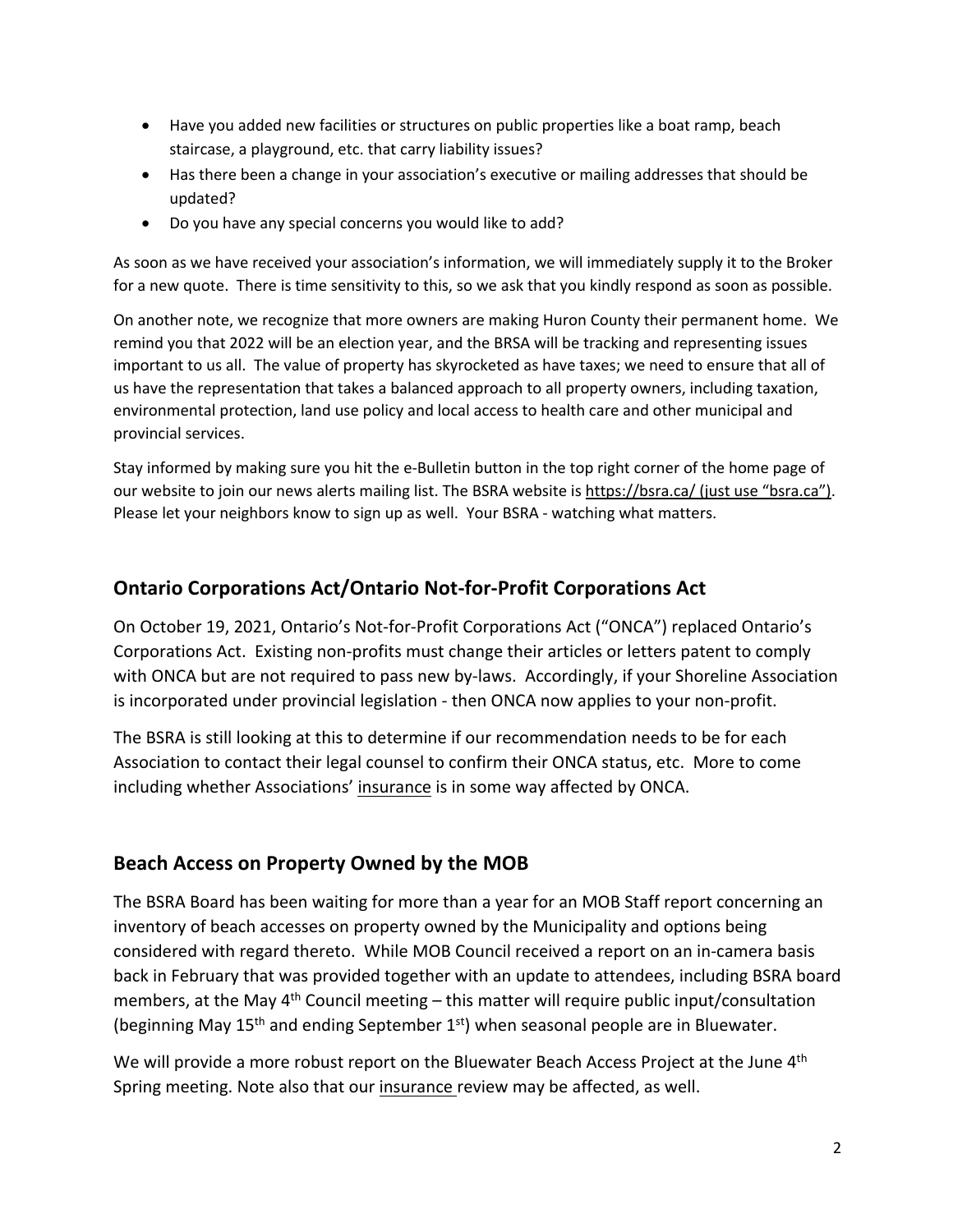- Have you added new facilities or structures on public properties like a boat ramp, beach staircase, a playground, etc. that carry liability issues?
- Has there been a change in your association's executive or mailing addresses that should be updated?
- Do you have any special concerns you would like to add?

As soon as we have received your association's information, we will immediately supply it to the Broker for a new quote. There is time sensitivity to this, so we ask that you kindly respond as soon as possible.

On another note, we recognize that more owners are making Huron County their permanent home. We remind you that 2022 will be an election year, and the BRSA will be tracking and representing issues important to us all. The value of property has skyrocketed as have taxes; we need to ensure that all of us have the representation that takes a balanced approach to all property owners, including taxation, environmental protection, land use policy and local access to health care and other municipal and provincial services.

Stay informed by making sure you hit the e-Bulletin button in the top right corner of the home page of our website to join our news alerts mailing list. The BSRA website is https://bsra.ca/ (just use "bsra.ca"). Please let your neighbors know to sign up as well. Your BSRA - watching what matters.

## Ontario Corporations Act/Ontario Not-for-Profit Corporations Act

On October 19, 2021, Ontario's Not-for-Profit Corporations Act ("ONCA") replaced Ontario's Corporations Act. Existing non-profits must change their articles or letters patent to comply with ONCA but are not required to pass new by-laws. Accordingly, if your Shoreline Association is incorporated under provincial legislation - then ONCA now applies to your non-profit.

The BSRA is still looking at this to determine if our recommendation needs to be for each Association to contact their legal counsel to confirm their ONCA status, etc. More to come including whether Associations' insurance is in some way affected by ONCA.

## Beach Access on Property Owned by the MOB

The BSRA Board has been waiting for more than a year for an MOB Staff report concerning an inventory of beach accesses on property owned by the Municipality and options being considered with regard thereto. While MOB Council received a report on an in-camera basis back in February that was provided together with an update to attendees, including BSRA board members, at the May 4th Council meeting – this matter will require public input/consultation (beginning May 15th and ending September 1st) when seasonal people are in Bluewater.

We will provide a more robust report on the Bluewater Beach Access Project at the June 4th Spring meeting. Note also that our insurance review may be affected, as well.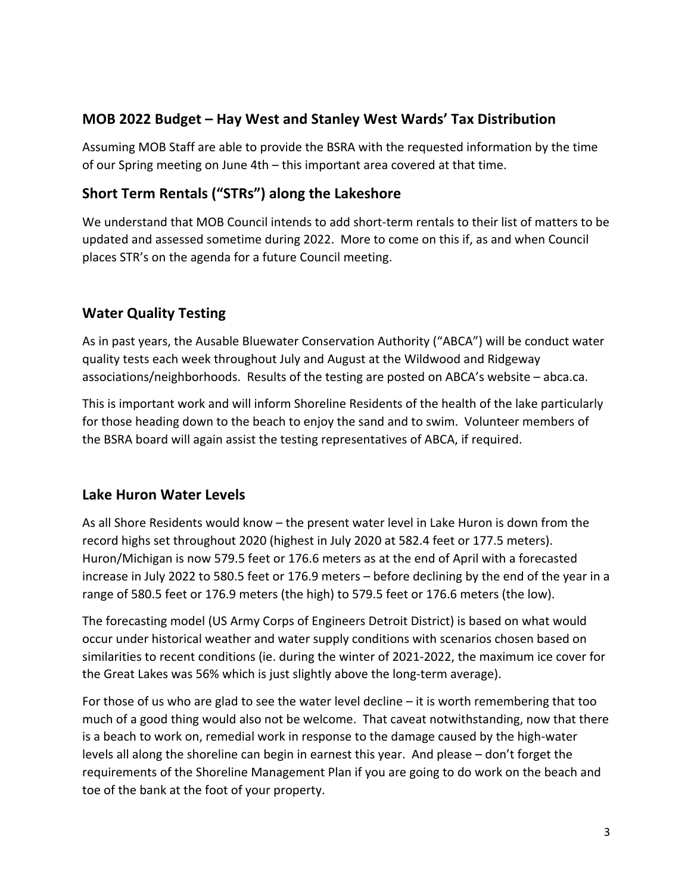## MOB 2022 Budget – Hay West and Stanley West Wards' Tax Distribution

Assuming MOB Staff are able to provide the BSRA with the requested information by the time of our Spring meeting on June 4th – this important area covered at that time.

## Short Term Rentals ("STRs") along the Lakeshore

We understand that MOB Council intends to add short-term rentals to their list of matters to be updated and assessed sometime during 2022. More to come on this if, as and when Council places STR's on the agenda for a future Council meeting.

## Water Quality Testing

As in past years, the Ausable Bluewater Conservation Authority ("ABCA") will be conduct water quality tests each week throughout July and August at the Wildwood and Ridgeway associations/neighborhoods. Results of the testing are posted on ABCA's website – abca.ca.

This is important work and will inform Shoreline Residents of the health of the lake particularly for those heading down to the beach to enjoy the sand and to swim. Volunteer members of the BSRA board will again assist the testing representatives of ABCA, if required.

## Lake Huron Water Levels

As all Shore Residents would know – the present water level in Lake Huron is down from the record highs set throughout 2020 (highest in July 2020 at 582.4 feet or 177.5 meters). Huron/Michigan is now 579.5 feet or 176.6 meters as at the end of April with a forecasted increase in July 2022 to 580.5 feet or 176.9 meters – before declining by the end of the year in a range of 580.5 feet or 176.9 meters (the high) to 579.5 feet or 176.6 meters (the low).

The forecasting model (US Army Corps of Engineers Detroit District) is based on what would occur under historical weather and water supply conditions with scenarios chosen based on similarities to recent conditions (ie. during the winter of 2021-2022, the maximum ice cover for the Great Lakes was 56% which is just slightly above the long-term average).

For those of us who are glad to see the water level decline – it is worth remembering that too much of a good thing would also not be welcome. That caveat notwithstanding, now that there is a beach to work on, remedial work in response to the damage caused by the high-water levels all along the shoreline can begin in earnest this year. And please – don't forget the requirements of the Shoreline Management Plan if you are going to do work on the beach and toe of the bank at the foot of your property.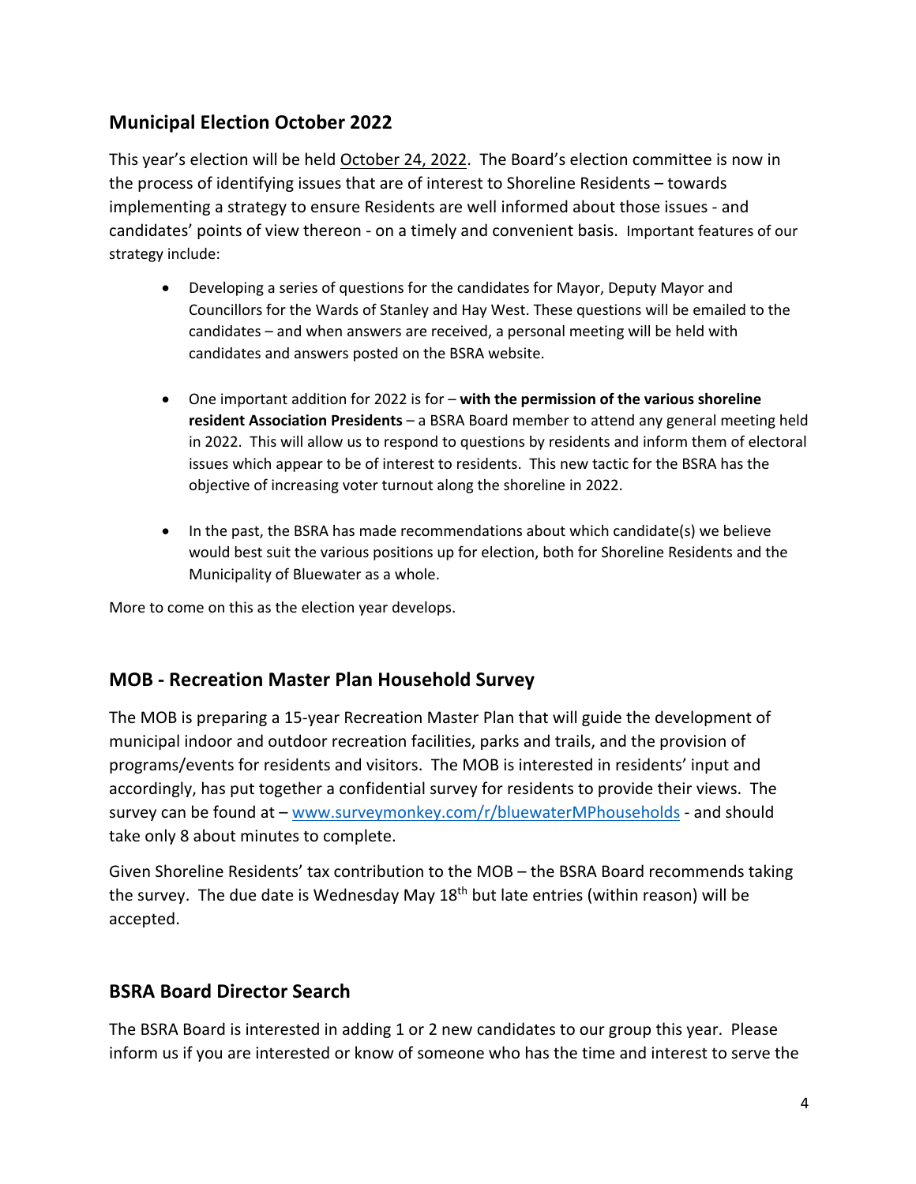## Municipal Election October 2022

This year's election will be held October 24, 2022. The Board's election committee is now in the process of identifying issues that are of interest to Shoreline Residents – towards implementing a strategy to ensure Residents are well informed about those issues - and candidates' points of view thereon - on a timely and convenient basis. Important features of our strategy include:

- Developing a series of questions for the candidates for Mayor, Deputy Mayor and Councillors for the Wards of Stanley and Hay West. These questions will be emailed to the candidates – and when answers are received, a personal meeting will be held with candidates and answers posted on the BSRA website.
- One important addition for 2022 is for – **with the permission of the various shoreline resident Association Presidents** – a BSRA Board member to attend any general meeting held in 2022. This will allow us to respond to questions by residents and inform them of electoral issues which appear to be of interest to residents. This new tactic for the BSRA has the objective of increasing voter turnout along the shoreline in 2022.
- In the past, the BSRA has made recommendations about which candidate(s) we believe would best suit the various positions up for election, both for Shoreline Residents and the Municipality of Bluewater as a whole.

More to come on this as the election year develops.

## MOB - Recreation Master Plan Household Survey

The MOB is preparing a 15-year Recreation Master Plan that will guide the development of municipal indoor and outdoor recreation facilities, parks and trails, and the provision of programs/events for residents and visitors. The MOB is interested in residents' input and accordingly, has put together a confidential survey for residents to provide their views. The survey can be found at – [www.surveymonkey.com/r/bluewaterMPhouseholds](http://www.surveymonkey.com/r/bluewaterMPhouseholds) - and should take only 8 about minutes to complete.

Given Shoreline Residents' tax contribution to the MOB – the BSRA Board recommends taking the survey. The due date is Wednesday May 18th but late entries (within reason) will be accepted.

## BSRA Board Director Search

The BSRA Board is interested in adding 1 or 2 new candidates to our group this year. Please inform us if you are interested or know of someone who has the time and interest to serve the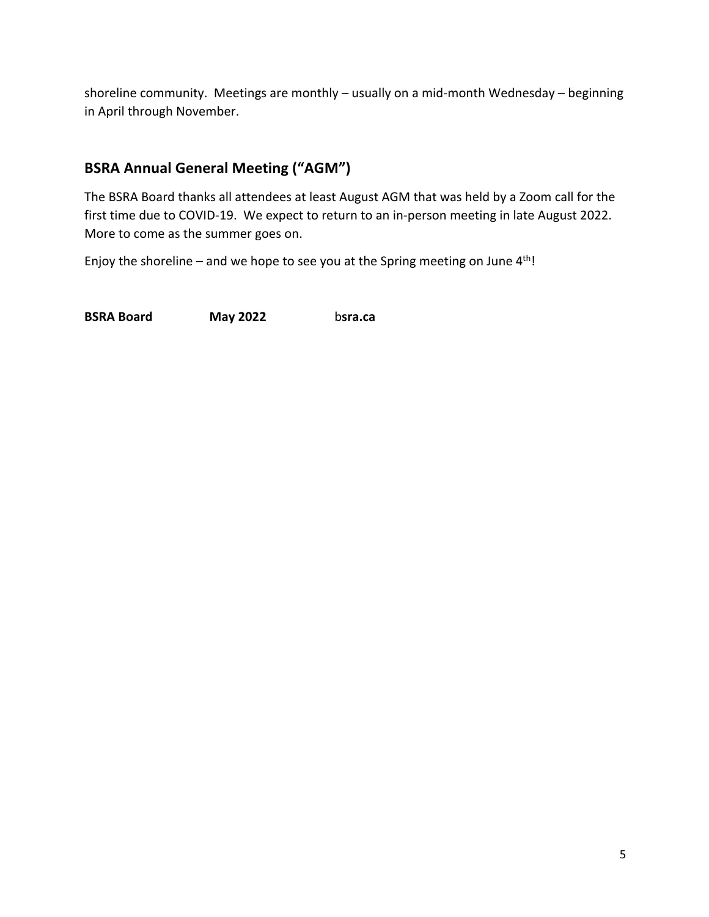shoreline community. Meetings are monthly – usually on a mid-month Wednesday – beginning in April through November.

## BSRA Annual General Meeting ("AGM")

The BSRA Board thanks all attendees at least August AGM that was held by a Zoom call for the first time due to COVID-19. We expect to return to an in-person meeting in late August 2022. More to come as the summer goes on.

Enjoy the shoreline – and we hope to see you at the Spring meeting on June 4th!

**BSRA Board** **May 2022** b**sra.ca**